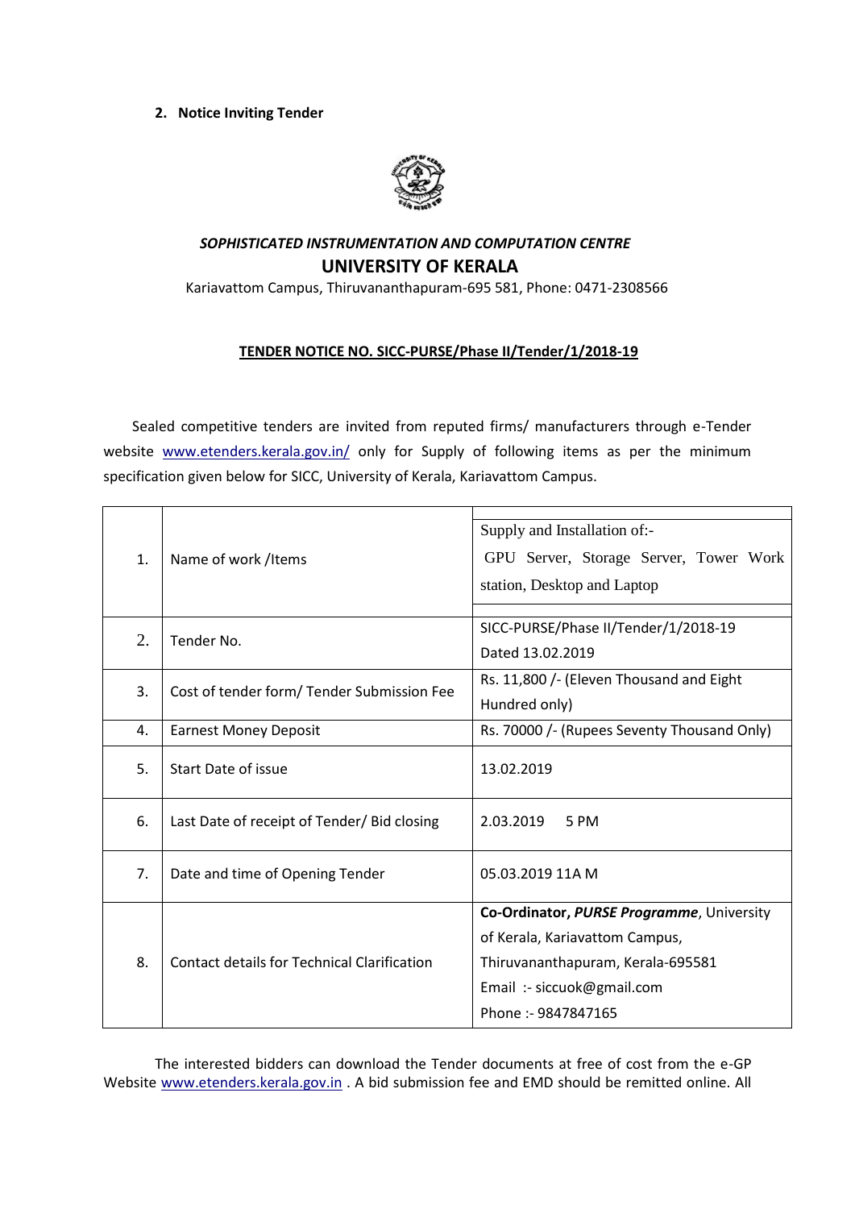**2. Notice Inviting Tender**

***SOPHISTICATED INSTRUMENTATION AND COMPUTATION CENTRE***

**UNIVERSITY OF KERALA**

Kariavattom Campus, Thiruvananthapuram-695 581, Phone: 0471-2308566

**TENDER NOTICE NO. SICC-PURSE/Phase II/Tender/1/2018-19**

Sealed competitive tenders are invited from reputed firms/ manufacturers through e-Tender website www.etenders.kerala.gov.in/ only for Supply of following items as per the minimum specification given below for SICC, University of Kerala, Kariavattom Campus.

| | | |
|---|---|---|
| 1. | Name of work /Items | Supply and Installation of:- GPU Server, Storage Server, Tower Work station, Desktop and Laptop |
| 2. | Tender No. | SICC-PURSE/Phase II/Tender/1/2018-19 Dated 13.02.2019 |
| 3. | Cost of tender form/ Tender Submission Fee | Rs. 11,800 /- (Eleven Thousand and Eight Hundred only) |
| 4. | Earnest Money Deposit | Rs. 70000 /- (Rupees Seventy Thousand Only) |
| 5. | Start Date of issue | 13.02.2019 |
| 6. | Last Date of receipt of Tender/ Bid closing | 2.03.2019 5 PM |
| 7. | Date and time of Opening Tender | 05.03.2019 11A M |
| 8. | Contact details for Technical Clarification | **Co-Ordinator, *PURSE Programme***, University of Kerala, Kariavattom Campus, Thiruvananthapuram, Kerala-695581<br>Email :- siccuok@gmail.com<br>Phone :- 9847847165 |

The interested bidders can download the Tender documents at free of cost from the e-GP Website www.etenders.kerala.gov.in . A bid submission fee and EMD should be remitted online. All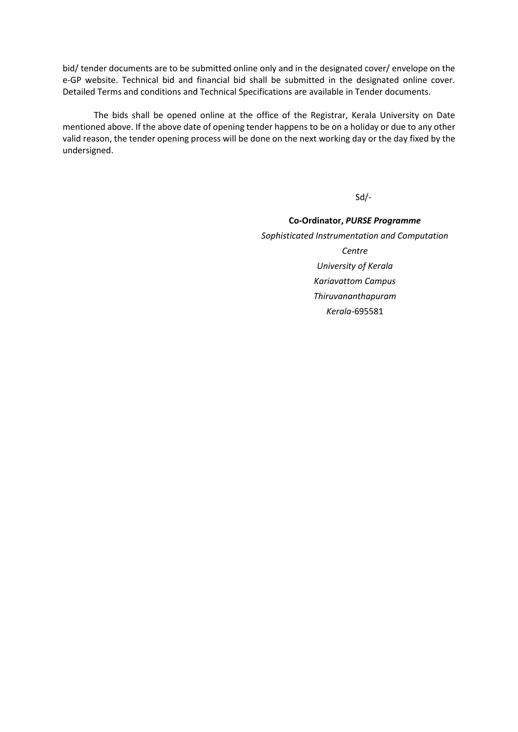bid/ tender documents are to be submitted online only and in the designated cover/ envelope on the e-GP website. Technical bid and financial bid shall be submitted in the designated online cover. Detailed Terms and conditions and Technical Specifications are available in Tender documents.

The bids shall be opened online at the office of the Registrar, Kerala University on Date mentioned above. If the above date of opening tender happens to be on a holiday or due to any other valid reason, the tender opening process will be done on the next working day or the day fixed by the undersigned.

Sd/-

**Co-Ordinator, *PURSE Programme***
*Sophisticated Instrumentation and Computation Centre*
*University of Kerala*
*Kariavattom Campus*
*Thiruvananthapuram*
*Kerala*-695581